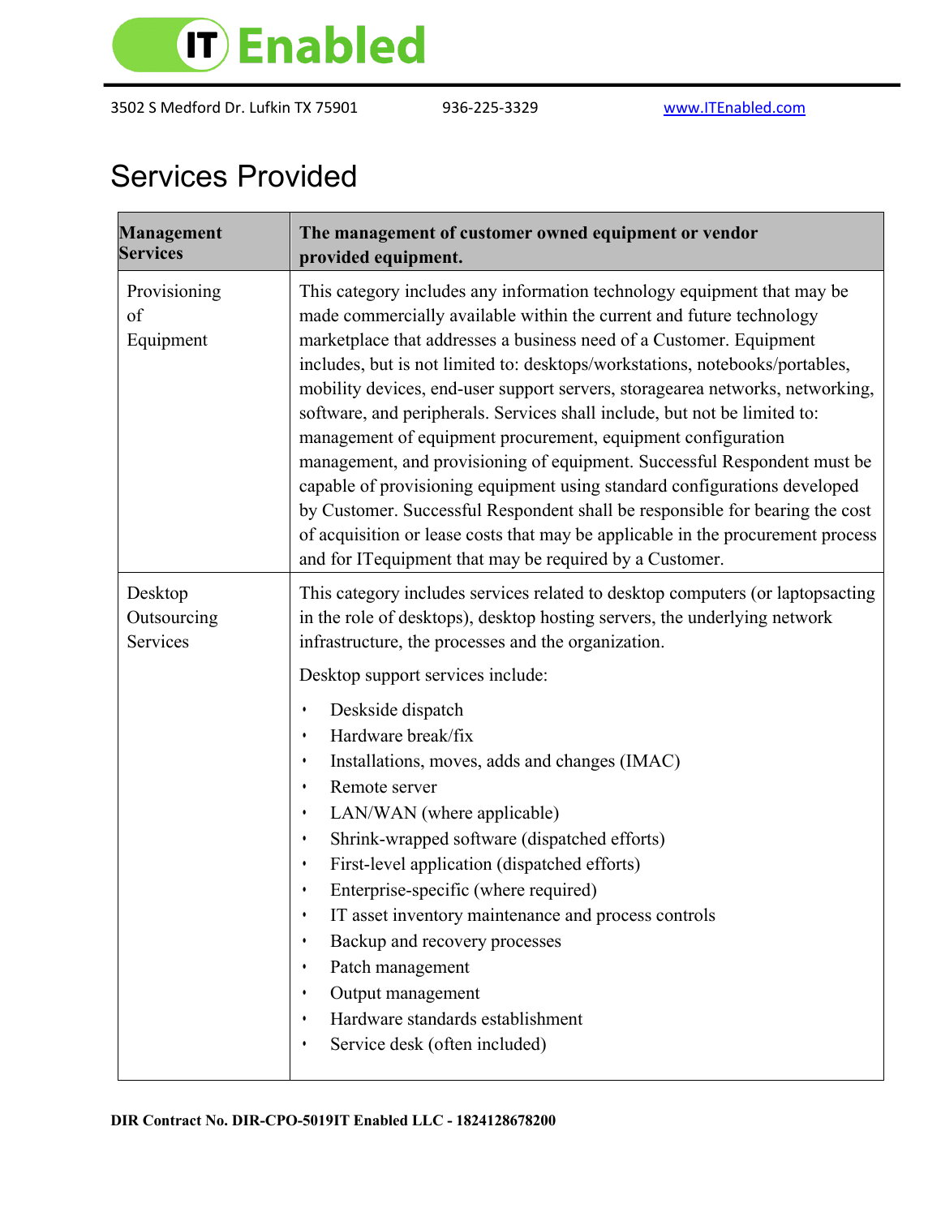# IT Enabled

3502 S Medford Dr. Lufkin TX 75901 936-225-3329 www.ITEnabled.com

## Services Provided

| Management Services | The management of customer owned equipment or vendor provided equipment. |
|---|---|
| Provisioning of Equipment | This category includes any information technology equipment that may be made commercially available within the current and future technology marketplace that addresses a business need of a Customer. Equipment includes, but is not limited to: desktops/workstations, notebooks/portables, mobility devices, end-user support servers, storagearea networks, networking, software, and peripherals. Services shall include, but not be limited to: management of equipment procurement, equipment configuration management, and provisioning of equipment. Successful Respondent must be capable of provisioning equipment using standard configurations developed by Customer. Successful Respondent shall be responsible for bearing the cost of acquisition or lease costs that may be applicable in the procurement process and for ITequipment that may be required by a Customer. |
| Desktop Outsourcing Services | This category includes services related to desktop computers (or laptopsacting in the role of desktops), desktop hosting servers, the underlying network infrastructure, the processes and the organization.<br><br>Desktop support services include:<br><br>• Deskside dispatch<br>• Hardware break/fix<br>• Installations, moves, adds and changes (IMAC)<br>• Remote server<br>• LAN/WAN (where applicable)<br>• Shrink-wrapped software (dispatched efforts)<br>• First-level application (dispatched efforts)<br>• Enterprise-specific (where required)<br>• IT asset inventory maintenance and process controls<br>• Backup and recovery processes<br>• Patch management<br>• Output management<br>• Hardware standards establishment<br>• Service desk (often included) |

**DIR Contract No. DIR-CPO-5019IT Enabled LLC - 1824128678200**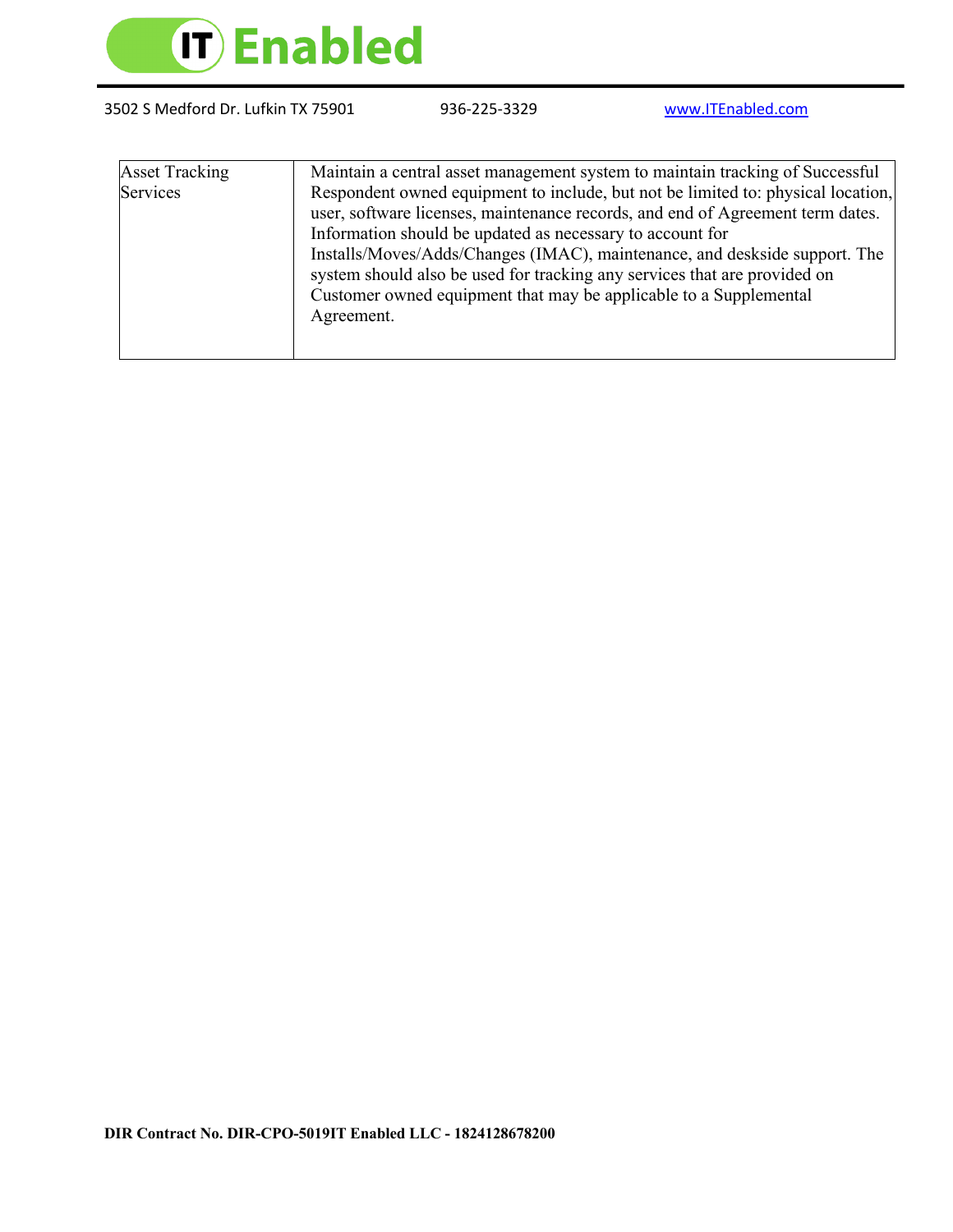| | |
|---|---|
| Asset Tracking Services | Maintain a central asset management system to maintain tracking of Successful Respondent owned equipment to include, but not be limited to: physical location, user, software licenses, maintenance records, and end of Agreement term dates. Information should be updated as necessary to account for Installs/Moves/Adds/Changes (IMAC), maintenance, and deskside support. The system should also be used for tracking any services that are provided on Customer owned equipment that may be applicable to a Supplemental Agreement. |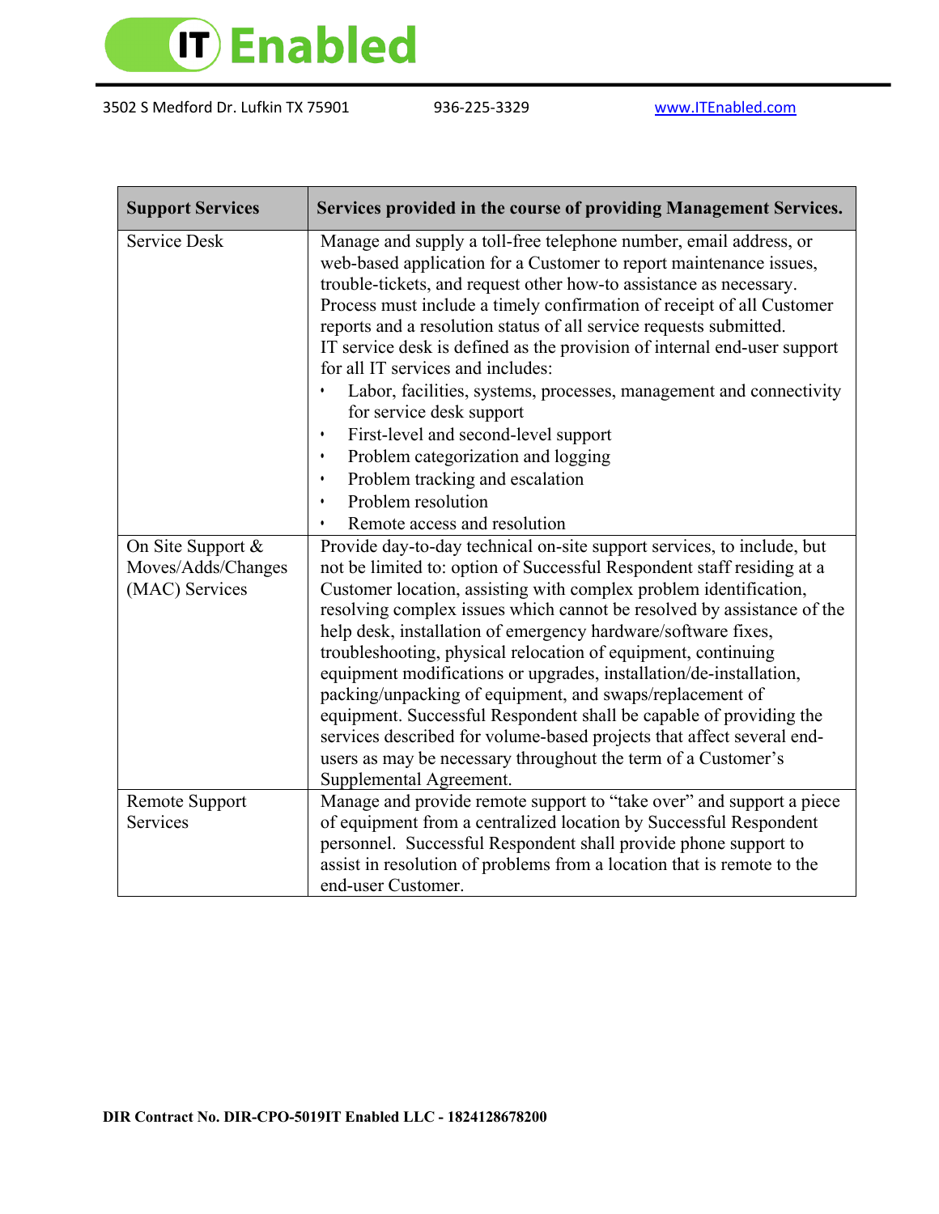| Support Services | Services provided in the course of providing Management Services. |
|---|---|
| Service Desk | Manage and supply a toll-free telephone number, email address, or web-based application for a Customer to report maintenance issues, trouble-tickets, and request other how-to assistance as necessary. Process must include a timely confirmation of receipt of all Customer reports and a resolution status of all service requests submitted. IT service desk is defined as the provision of internal end-user support for all IT services and includes:<br>• Labor, facilities, systems, processes, management and connectivity for service desk support<br>• First-level and second-level support<br>• Problem categorization and logging<br>• Problem tracking and escalation<br>• Problem resolution<br>• Remote access and resolution |
| On Site Support & Moves/Adds/Changes (MAC) Services | Provide day-to-day technical on-site support services, to include, but not be limited to: option of Successful Respondent staff residing at a Customer location, assisting with complex problem identification, resolving complex issues which cannot be resolved by assistance of the help desk, installation of emergency hardware/software fixes, troubleshooting, physical relocation of equipment, continuing equipment modifications or upgrades, installation/de-installation, packing/unpacking of equipment, and swaps/replacement of equipment. Successful Respondent shall be capable of providing the services described for volume-based projects that affect several end-users as may be necessary throughout the term of a Customer's Supplemental Agreement. |
| Remote Support Services | Manage and provide remote support to "take over" and support a piece of equipment from a centralized location by Successful Respondent personnel. Successful Respondent shall provide phone support to assist in resolution of problems from a location that is remote to the end-user Customer. |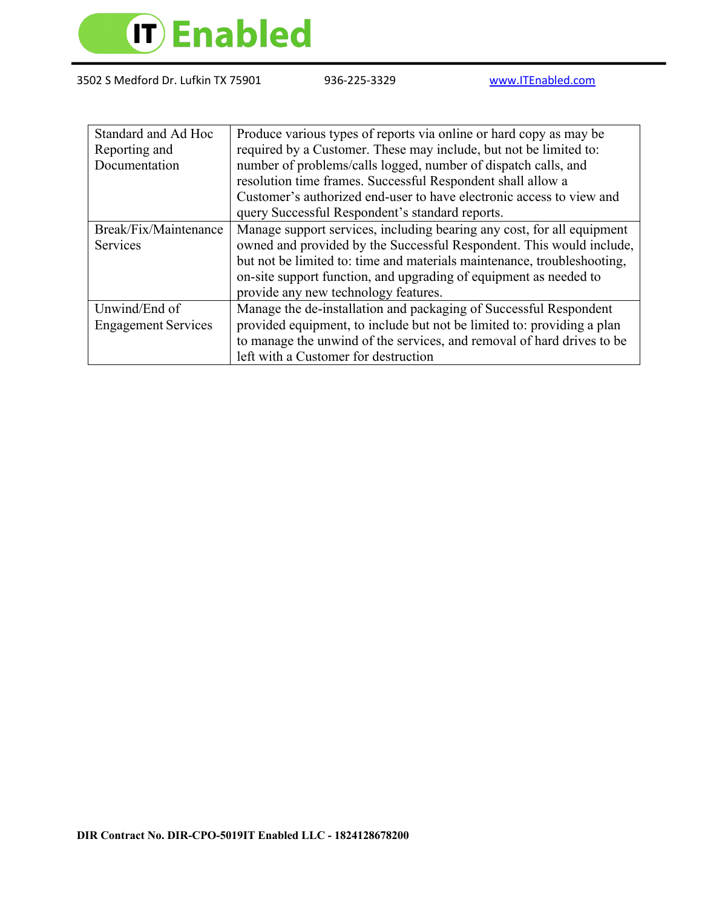| | |
|---|---|
| Standard and Ad Hoc Reporting and Documentation | Produce various types of reports via online or hard copy as may be required by a Customer. These may include, but not be limited to: number of problems/calls logged, number of dispatch calls, and resolution time frames. Successful Respondent shall allow a Customer's authorized end-user to have electronic access to view and query Successful Respondent's standard reports. |
| Break/Fix/Maintenance Services | Manage support services, including bearing any cost, for all equipment owned and provided by the Successful Respondent. This would include, but not be limited to: time and materials maintenance, troubleshooting, on-site support function, and upgrading of equipment as needed to provide any new technology features. |
| Unwind/End of Engagement Services | Manage the de-installation and packaging of Successful Respondent provided equipment, to include but not be limited to: providing a plan to manage the unwind of the services, and removal of hard drives to be left with a Customer for destruction |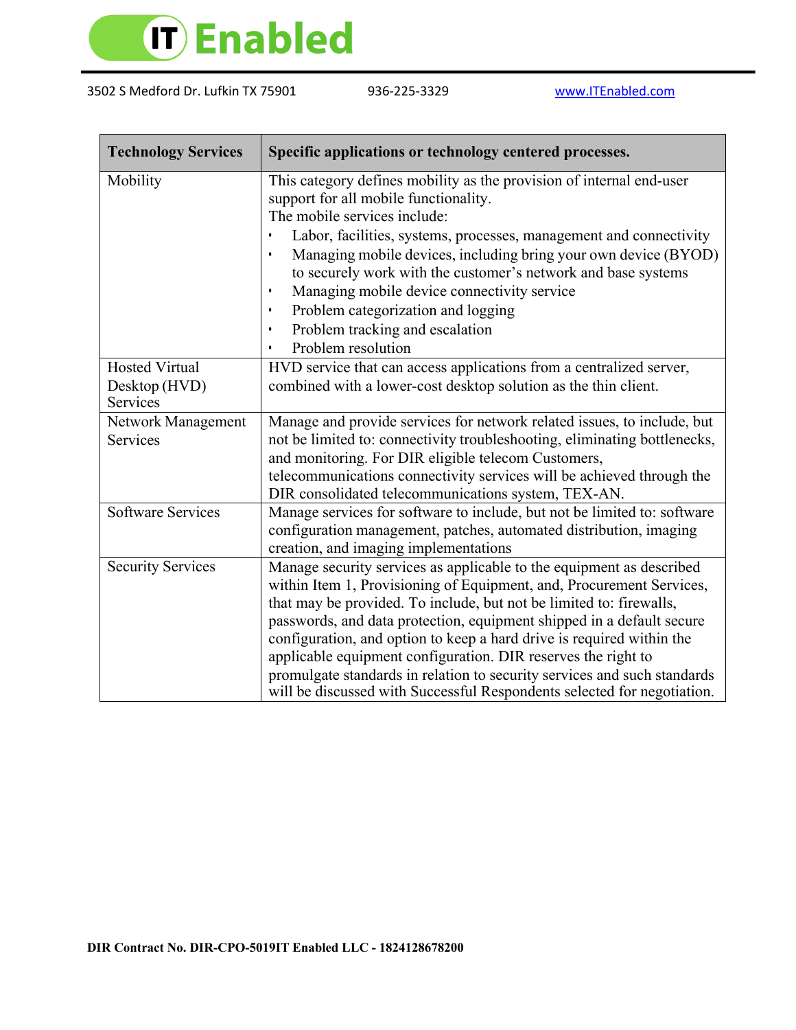3502 S Medford Dr. Lufkin TX 75901 936-225-3329 www.ITEnabled.com

| Technology Services | Specific applications or technology centered processes. |
|---|---|
| Mobility | This category defines mobility as the provision of internal end-user support for all mobile functionality.<br>The mobile services include:<br>• Labor, facilities, systems, processes, management and connectivity<br>• Managing mobile devices, including bring your own device (BYOD) to securely work with the customer's network and base systems<br>• Managing mobile device connectivity service<br>• Problem categorization and logging<br>• Problem tracking and escalation<br>• Problem resolution |
| Hosted Virtual Desktop (HVD) Services | HVD service that can access applications from a centralized server, combined with a lower-cost desktop solution as the thin client. |
| Network Management Services | Manage and provide services for network related issues, to include, but not be limited to: connectivity troubleshooting, eliminating bottlenecks, and monitoring. For DIR eligible telecom Customers, telecommunications connectivity services will be achieved through the DIR consolidated telecommunications system, TEX-AN. |
| Software Services | Manage services for software to include, but not be limited to: software configuration management, patches, automated distribution, imaging creation, and imaging implementations |
| Security Services | Manage security services as applicable to the equipment as described within Item 1, Provisioning of Equipment, and, Procurement Services, that may be provided. To include, but not be limited to: firewalls, passwords, and data protection, equipment shipped in a default secure configuration, and option to keep a hard drive is required within the applicable equipment configuration. DIR reserves the right to promulgate standards in relation to security services and such standards will be discussed with Successful Respondents selected for negotiation. |

**DIR Contract No. DIR-CPO-5019IT Enabled LLC - 1824128678200**